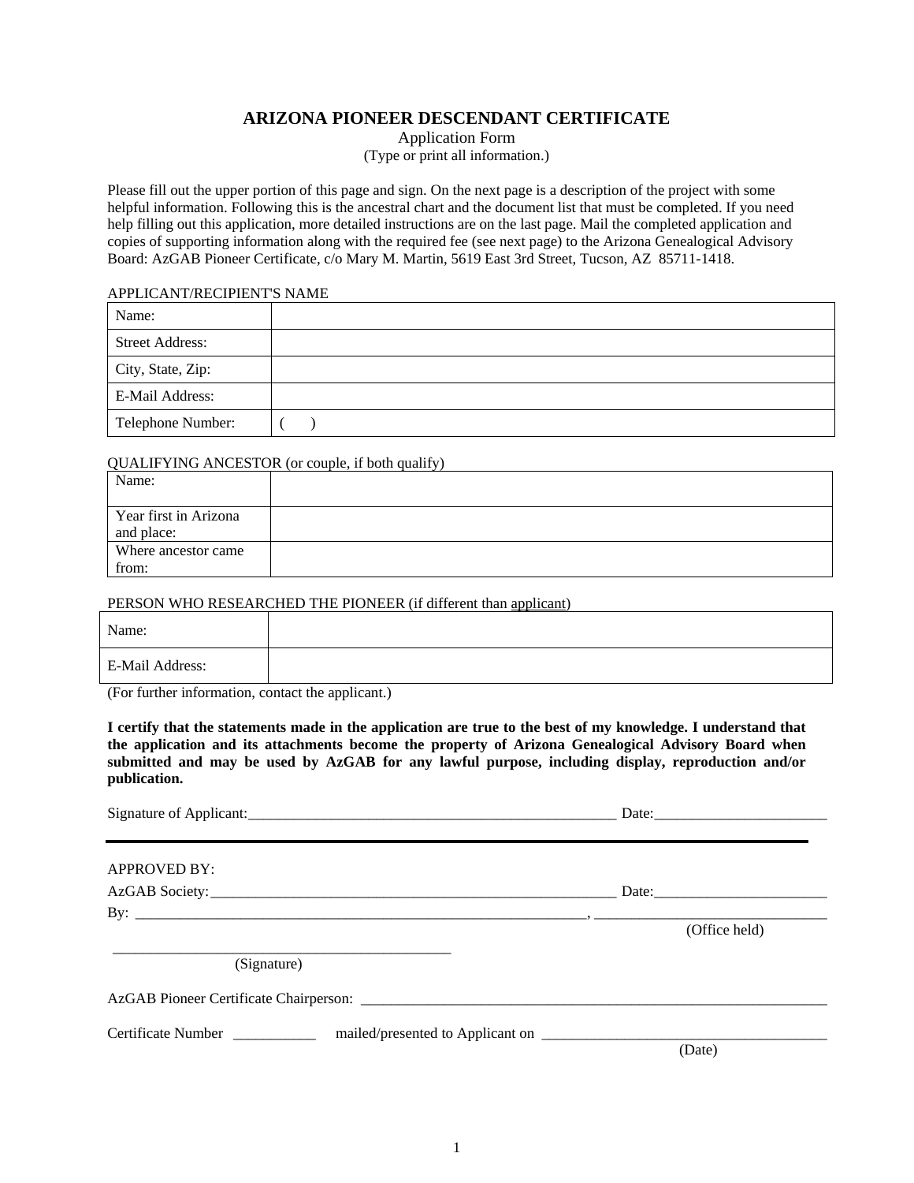# ARIZONA PIONEER DESCENDANT CERTIFICATE

Application Form

(Type or print all information.)

Please fill out the upper portion of this page and sign. On the next page is a description of the project with some helpful information. Following this is the ancestral chart and the document list that must be completed. If you need help filling out this application, more detailed instructions are on the last page. Mail the completed application and copies of supporting information along with the required fee (see next page) to the Arizona Genealogical Advisory Board: AzGAB Pioneer Certificate, c/o Mary M. Martin, 5619 East 3rd Street, Tucson, AZ 85711-1418.

APPLICANT/RECIPIENT'S NAME

| | |
|---|---|
| Name: | |
| Street Address: | |
| City, State, Zip: | |
| E-Mail Address: | |
| Telephone Number: | ( ) |

QUALIFYING ANCESTOR (or couple, if both qualify)

| | |
|---|---|
| Name: | |
| Year first in Arizona and place: | |
| Where ancestor came from: | |

PERSON WHO RESEARCHED THE PIONEER (if different than applicant)

| | |
|---|---|
| Name: | |
| E-Mail Address: | |

(For further information, contact the applicant.)

**I certify that the statements made in the application are true to the best of my knowledge. I understand that the application and its attachments become the property of Arizona Genealogical Advisory Board when submitted and may be used by AzGAB for any lawful purpose, including display, reproduction and/or publication.**

Signature of Applicant:_____________________________________________________ Date:________________________

---

APPROVED BY:

AzGAB Society:_________________________________________________________ Date:________________________

By: ________________________________________________________________, _____________________________
(Office held)

_______________________________________________
(Signature)

AzGAB Pioneer Certificate Chairperson: ________________________________________________________________

Certificate Number ___________ mailed/presented to Applicant on _______________________________________
(Date)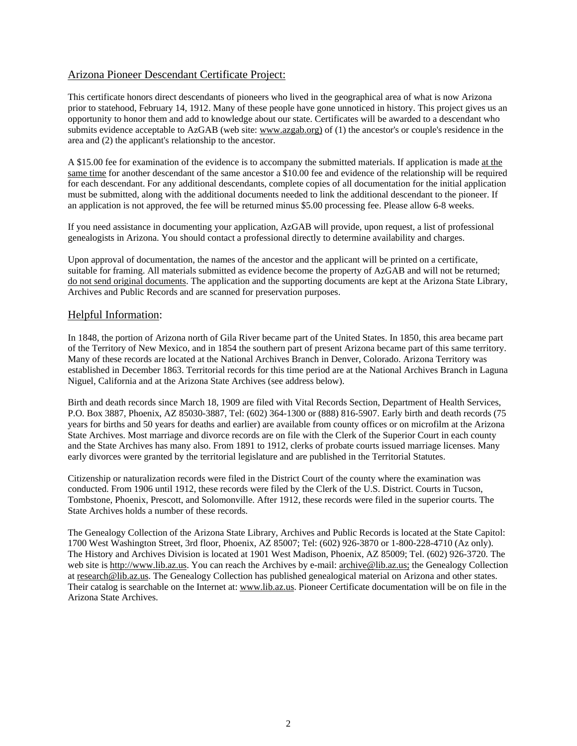## Arizona Pioneer Descendant Certificate Project:

This certificate honors direct descendants of pioneers who lived in the geographical area of what is now Arizona prior to statehood, February 14, 1912. Many of these people have gone unnoticed in history. This project gives us an opportunity to honor them and add to knowledge about our state. Certificates will be awarded to a descendant who submits evidence acceptable to AzGAB (web site: www.azgab.org) of (1) the ancestor's or couple's residence in the area and (2) the applicant's relationship to the ancestor.

A $15.00 fee for examination of the evidence is to accompany the submitted materials. If application is made at the same time for another descendant of the same ancestor a $10.00 fee and evidence of the relationship will be required for each descendant. For any additional descendants, complete copies of all documentation for the initial application must be submitted, along with the additional documents needed to link the additional descendant to the pioneer. If an application is not approved, the fee will be returned minus $5.00 processing fee. Please allow 6-8 weeks.

If you need assistance in documenting your application, AzGAB will provide, upon request, a list of professional genealogists in Arizona. You should contact a professional directly to determine availability and charges.

Upon approval of documentation, the names of the ancestor and the applicant will be printed on a certificate, suitable for framing. All materials submitted as evidence become the property of AzGAB and will not be returned; do not send original documents. The application and the supporting documents are kept at the Arizona State Library, Archives and Public Records and are scanned for preservation purposes.

## Helpful Information:

In 1848, the portion of Arizona north of Gila River became part of the United States. In 1850, this area became part of the Territory of New Mexico, and in 1854 the southern part of present Arizona became part of this same territory. Many of these records are located at the National Archives Branch in Denver, Colorado. Arizona Territory was established in December 1863. Territorial records for this time period are at the National Archives Branch in Laguna Niguel, California and at the Arizona State Archives (see address below).

Birth and death records since March 18, 1909 are filed with Vital Records Section, Department of Health Services, P.O. Box 3887, Phoenix, AZ 85030-3887, Tel: (602) 364-1300 or (888) 816-5907. Early birth and death records (75 years for births and 50 years for deaths and earlier) are available from county offices or on microfilm at the Arizona State Archives. Most marriage and divorce records are on file with the Clerk of the Superior Court in each county and the State Archives has many also. From 1891 to 1912, clerks of probate courts issued marriage licenses. Many early divorces were granted by the territorial legislature and are published in the Territorial Statutes.

Citizenship or naturalization records were filed in the District Court of the county where the examination was conducted. From 1906 until 1912, these records were filed by the Clerk of the U.S. District. Courts in Tucson, Tombstone, Phoenix, Prescott, and Solomonville. After 1912, these records were filed in the superior courts. The State Archives holds a number of these records.

The Genealogy Collection of the Arizona State Library, Archives and Public Records is located at the State Capitol: 1700 West Washington Street, 3rd floor, Phoenix, AZ 85007; Tel: (602) 926-3870 or 1-800-228-4710 (Az only). The History and Archives Division is located at 1901 West Madison, Phoenix, AZ 85009; Tel. (602) 926-3720. The web site is http://www.lib.az.us. You can reach the Archives by e-mail: archive@lib.az.us; the Genealogy Collection at research@lib.az.us. The Genealogy Collection has published genealogical material on Arizona and other states. Their catalog is searchable on the Internet at: www.lib.az.us. Pioneer Certificate documentation will be on file in the Arizona State Archives.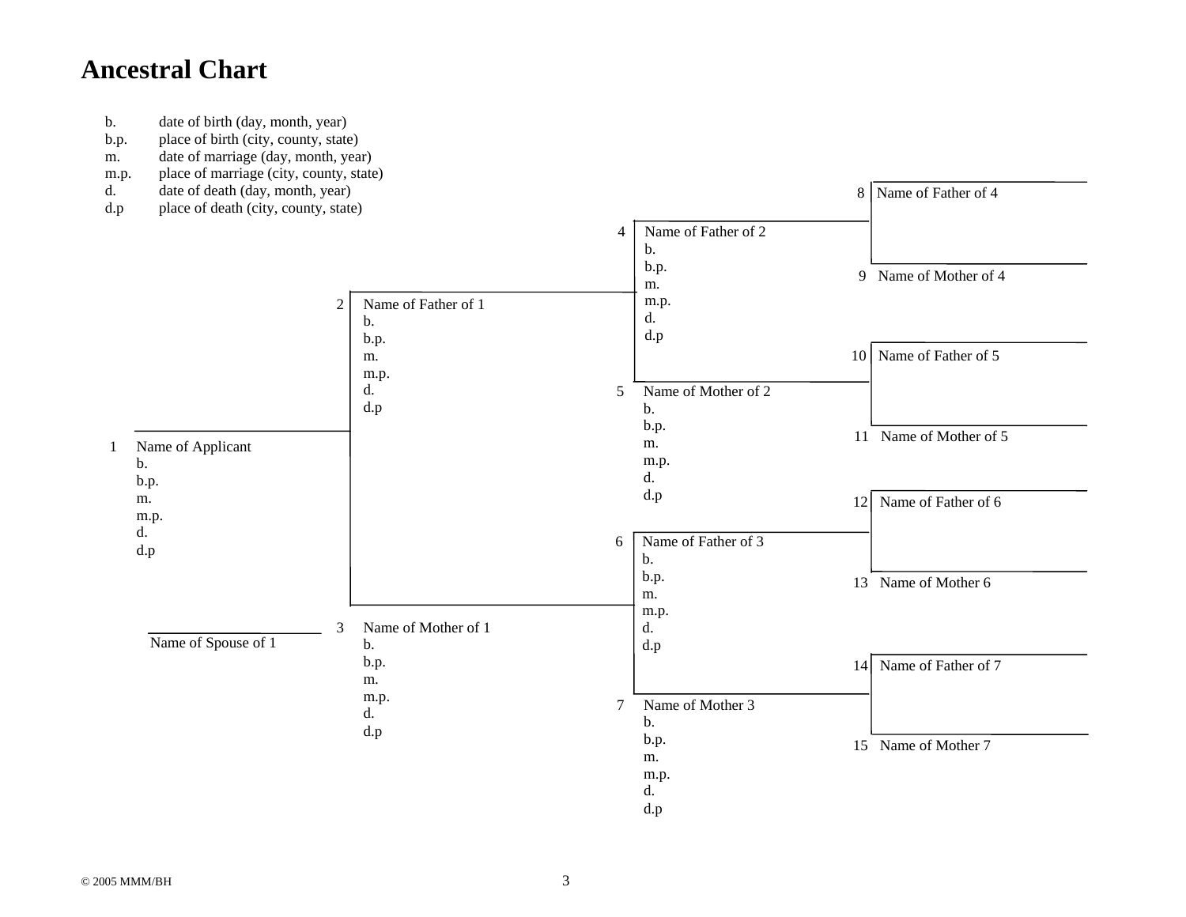# Ancestral Chart

| | |
|---|---|
| b. | date of birth (day, month, year) |
| b.p. | place of birth (city, county, state) |
| m. | date of marriage (day, month, year) |
| m.p. | place of marriage (city, county, state) |
| d. | date of death (day, month, year) |
| d.p | place of death (city, county, state) |

8 Name of Father of 4

4 Name of Father of 2
b.
b.p.
m.
m.p.
d.
d.p

9 Name of Mother of 4

2 Name of Father of 1
b.
b.p.
m.
m.p.
d.
d.p

10 Name of Father of 5

5 Name of Mother of 2
b.
b.p.
m.
m.p.
d.
d.p

11 Name of Mother of 5

1 Name of Applicant
b.
b.p.
m.
m.p.
d.
d.p

12 Name of Father of 6

6 Name of Father of 3
b.
b.p.
m.
m.p.
d.
d.p

13 Name of Mother 6

3 Name of Mother of 1
b.
b.p.
m.
m.p.
d.
d.p

Name of Spouse of 1

14 Name of Father of 7

7 Name of Mother 3
b.
b.p.
m.
m.p.
d.
d.p

15 Name of Mother 7

© 2005 MMM/BH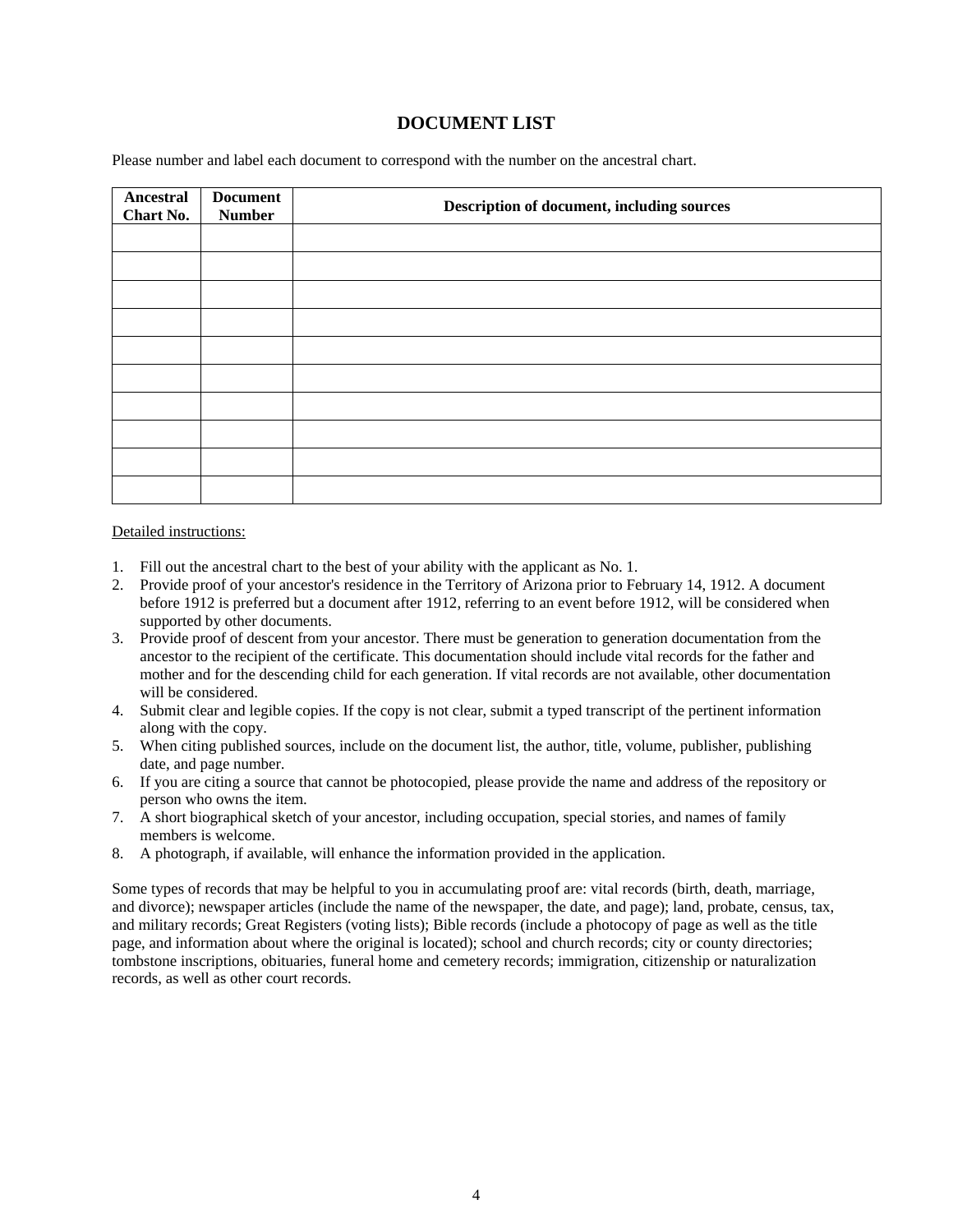# DOCUMENT LIST

Please number and label each document to correspond with the number on the ancestral chart.

| Ancestral Chart No. | Document Number | Description of document, including sources |
|---|---|---|
| | | |
| | | |
| | | |
| | | |
| | | |
| | | |
| | | |
| | | |
| | | |
| | | |

Detailed instructions:

1. Fill out the ancestral chart to the best of your ability with the applicant as No. 1.
2. Provide proof of your ancestor's residence in the Territory of Arizona prior to February 14, 1912. A document before 1912 is preferred but a document after 1912, referring to an event before 1912, will be considered when supported by other documents.
3. Provide proof of descent from your ancestor. There must be generation to generation documentation from the ancestor to the recipient of the certificate. This documentation should include vital records for the father and mother and for the descending child for each generation. If vital records are not available, other documentation will be considered.
4. Submit clear and legible copies. If the copy is not clear, submit a typed transcript of the pertinent information along with the copy.
5. When citing published sources, include on the document list, the author, title, volume, publisher, publishing date, and page number.
6. If you are citing a source that cannot be photocopied, please provide the name and address of the repository or person who owns the item.
7. A short biographical sketch of your ancestor, including occupation, special stories, and names of family members is welcome.
8. A photograph, if available, will enhance the information provided in the application.

Some types of records that may be helpful to you in accumulating proof are: vital records (birth, death, marriage, and divorce); newspaper articles (include the name of the newspaper, the date, and page); land, probate, census, tax, and military records; Great Registers (voting lists); Bible records (include a photocopy of page as well as the title page, and information about where the original is located); school and church records; city or county directories; tombstone inscriptions, obituaries, funeral home and cemetery records; immigration, citizenship or naturalization records, as well as other court records.